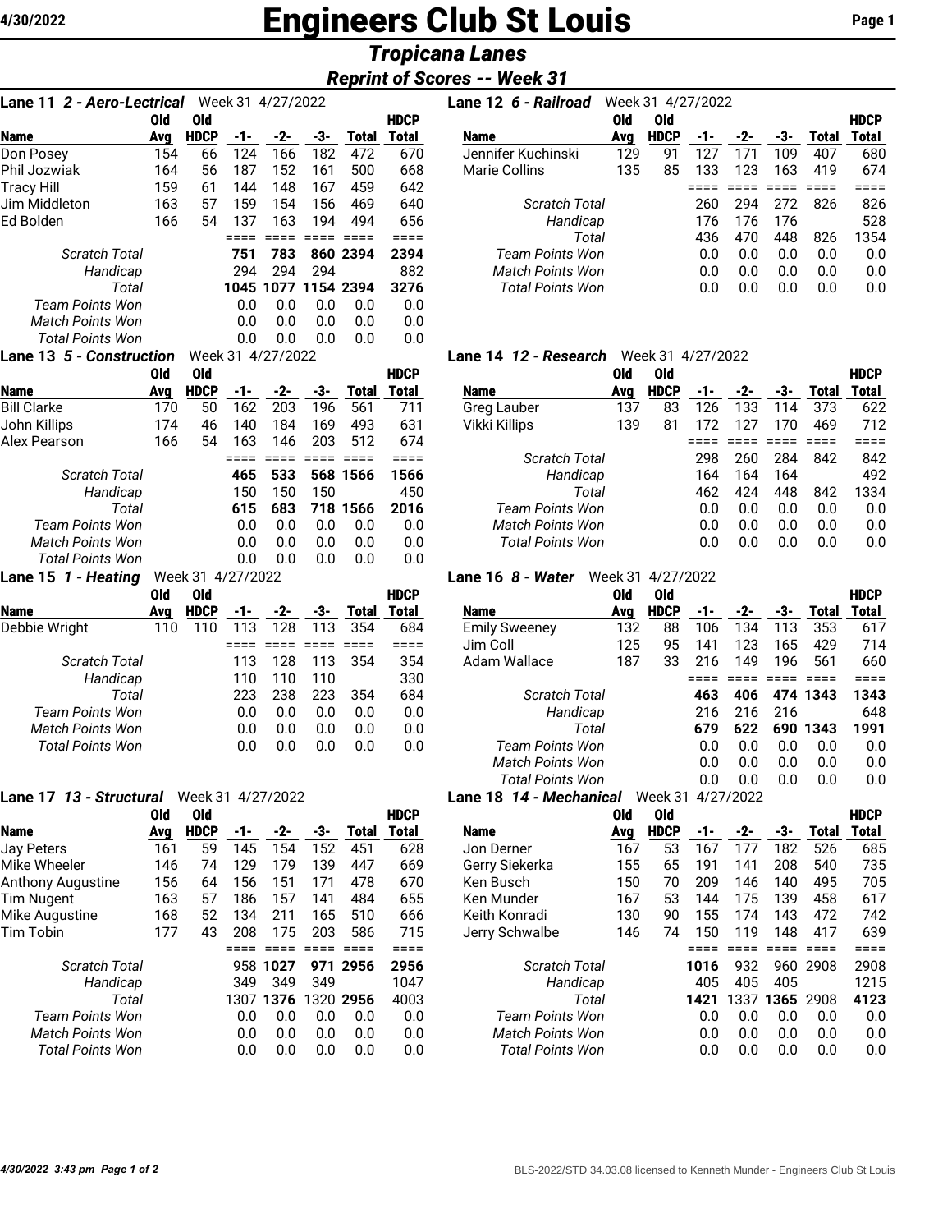# Engineers Club St Louis

## Tropicana Lanes

### Reprint of Scores -- Week 31

**Lane 11 2 - Aero-Lectrical** Week 31 4/27/2022

| Name | Old Avg | Old HDCP | -1- | -2- | -3- | Total | HDCP Total |
|---|---|---|---|---|---|---|---|
| Don Posey | 154 | 66 | 124 | 166 | 182 | 472 | 670 |
| Phil Jozwiak | 164 | 56 | 187 | 152 | 161 | 500 | 668 |
| Tracy Hill | 159 | 61 | 144 | 148 | 167 | 459 | 642 |
| Jim Middleton | 163 | 57 | 159 | 154 | 156 | 469 | 640 |
| Ed Bolden | 166 | 54 | 137 | 163 | 194 | 494 | 656 |
| *Scratch Total* | | | 751 | 783 | 860 | 2394 | 2394 |
| *Handicap* | | | 294 | 294 | 294 | | 882 |
| *Total* | | | 1045 | 1077 | 1154 | 2394 | 3276 |
| *Team Points Won* | | | 0.0 | 0.0 | 0.0 | 0.0 | 0.0 |
| *Match Points Won* | | | 0.0 | 0.0 | 0.0 | 0.0 | 0.0 |
| *Total Points Won* | | | 0.0 | 0.0 | 0.0 | 0.0 | 0.0 |

**Lane 12 6 - Railroad** Week 31 4/27/2022

| Name | Old Avg | Old HDCP | -1- | -2- | -3- | Total | HDCP Total |
|---|---|---|---|---|---|---|---|
| Jennifer Kuchinski | 129 | 91 | 127 | 171 | 109 | 407 | 680 |
| Marie Collins | 135 | 85 | 133 | 123 | 163 | 419 | 674 |
| *Scratch Total* | | | 260 | 294 | 272 | 826 | 826 |
| *Handicap* | | | 176 | 176 | 176 | | 528 |
| *Total* | | | 436 | 470 | 448 | 826 | 1354 |
| *Team Points Won* | | | 0.0 | 0.0 | 0.0 | 0.0 | 0.0 |
| *Match Points Won* | | | 0.0 | 0.0 | 0.0 | 0.0 | 0.0 |
| *Total Points Won* | | | 0.0 | 0.0 | 0.0 | 0.0 | 0.0 |

**Lane 13 5 - Construction** Week 31 4/27/2022

| Name | Old Avg | Old HDCP | -1- | -2- | -3- | Total | HDCP Total |
|---|---|---|---|---|---|---|---|
| Bill Clarke | 170 | 50 | 162 | 203 | 196 | 561 | 711 |
| John Killips | 174 | 46 | 140 | 184 | 169 | 493 | 631 |
| Alex Pearson | 166 | 54 | 163 | 146 | 203 | 512 | 674 |
| *Scratch Total* | | | 465 | 533 | 568 | 1566 | 1566 |
| *Handicap* | | | 150 | 150 | 150 | | 450 |
| *Total* | | | 615 | 683 | 718 | 1566 | 2016 |
| *Team Points Won* | | | 0.0 | 0.0 | 0.0 | 0.0 | 0.0 |
| *Match Points Won* | | | 0.0 | 0.0 | 0.0 | 0.0 | 0.0 |
| *Total Points Won* | | | 0.0 | 0.0 | 0.0 | 0.0 | 0.0 |

**Lane 14 12 - Research** Week 31 4/27/2022

| Name | Old Avg | Old HDCP | -1- | -2- | -3- | Total | HDCP Total |
|---|---|---|---|---|---|---|---|
| Greg Lauber | 137 | 83 | 126 | 133 | 114 | 373 | 622 |
| Vikki Killips | 139 | 81 | 172 | 127 | 170 | 469 | 712 |
| *Scratch Total* | | | 298 | 260 | 284 | 842 | 842 |
| *Handicap* | | | 164 | 164 | 164 | | 492 |
| *Total* | | | 462 | 424 | 448 | 842 | 1334 |
| *Team Points Won* | | | 0.0 | 0.0 | 0.0 | 0.0 | 0.0 |
| *Match Points Won* | | | 0.0 | 0.0 | 0.0 | 0.0 | 0.0 |
| *Total Points Won* | | | 0.0 | 0.0 | 0.0 | 0.0 | 0.0 |

**Lane 15 1 - Heating** Week 31 4/27/2022

| Name | Old Avg | Old HDCP | -1- | -2- | -3- | Total | HDCP Total |
|---|---|---|---|---|---|---|---|
| Debbie Wright | 110 | 110 | 113 | 128 | 113 | 354 | 684 |
| *Scratch Total* | | | 113 | 128 | 113 | 354 | 354 |
| *Handicap* | | | 110 | 110 | 110 | | 330 |
| *Total* | | | 223 | 238 | 223 | 354 | 684 |
| *Team Points Won* | | | 0.0 | 0.0 | 0.0 | 0.0 | 0.0 |
| *Match Points Won* | | | 0.0 | 0.0 | 0.0 | 0.0 | 0.0 |
| *Total Points Won* | | | 0.0 | 0.0 | 0.0 | 0.0 | 0.0 |

**Lane 16 8 - Water** Week 31 4/27/2022

| Name | Old Avg | Old HDCP | -1- | -2- | -3- | Total | HDCP Total |
|---|---|---|---|---|---|---|---|
| Emily Sweeney | 132 | 88 | 106 | 134 | 113 | 353 | 617 |
| Jim Coll | 125 | 95 | 141 | 123 | 165 | 429 | 714 |
| Adam Wallace | 187 | 33 | 216 | 149 | 196 | 561 | 660 |
| *Scratch Total* | | | 463 | 406 | 474 | 1343 | 1343 |
| *Handicap* | | | 216 | 216 | 216 | | 648 |
| *Total* | | | 679 | 622 | 690 | 1343 | 1991 |
| *Team Points Won* | | | 0.0 | 0.0 | 0.0 | 0.0 | 0.0 |
| *Match Points Won* | | | 0.0 | 0.0 | 0.0 | 0.0 | 0.0 |
| *Total Points Won* | | | 0.0 | 0.0 | 0.0 | 0.0 | 0.0 |

**Lane 17 13 - Structural** Week 31 4/27/2022

| Name | Old Avg | Old HDCP | -1- | -2- | -3- | Total | HDCP Total |
|---|---|---|---|---|---|---|---|
| Jay Peters | 161 | 59 | 145 | 154 | 152 | 451 | 628 |
| Mike Wheeler | 146 | 74 | 129 | 179 | 139 | 447 | 669 |
| Anthony Augustine | 156 | 64 | 156 | 151 | 171 | 478 | 670 |
| Tim Nugent | 163 | 57 | 186 | 157 | 141 | 484 | 655 |
| Mike Augustine | 168 | 52 | 134 | 211 | 165 | 510 | 666 |
| Tim Tobin | 177 | 43 | 208 | 175 | 203 | 586 | 715 |
| *Scratch Total* | | | 958 | 1027 | 971 | 2956 | 2956 |
| *Handicap* | | | 349 | 349 | 349 | | 1047 |
| *Total* | | | 1307 | 1376 | 1320 | 2956 | 4003 |
| *Team Points Won* | | | 0.0 | 0.0 | 0.0 | 0.0 | 0.0 |
| *Match Points Won* | | | 0.0 | 0.0 | 0.0 | 0.0 | 0.0 |
| *Total Points Won* | | | 0.0 | 0.0 | 0.0 | 0.0 | 0.0 |

**Lane 18 14 - Mechanical** Week 31 4/27/2022

| Name | Old Avg | Old HDCP | -1- | -2- | -3- | Total | HDCP Total |
|---|---|---|---|---|---|---|---|
| Jon Derner | 167 | 53 | 167 | 177 | 182 | 526 | 685 |
| Gerry Siekerka | 155 | 65 | 191 | 141 | 208 | 540 | 735 |
| Ken Busch | 150 | 70 | 209 | 146 | 140 | 495 | 705 |
| Ken Munder | 167 | 53 | 144 | 175 | 139 | 458 | 617 |
| Keith Konradi | 130 | 90 | 155 | 174 | 143 | 472 | 742 |
| Jerry Schwalbe | 146 | 74 | 150 | 119 | 148 | 417 | 639 |
| *Scratch Total* | | | 1016 | 932 | 960 | 2908 | 2908 |
| *Handicap* | | | 405 | 405 | 405 | | 1215 |
| *Total* | | | 1421 | 1337 | 1365 | 2908 | 4123 |
| *Team Points Won* | | | 0.0 | 0.0 | 0.0 | 0.0 | 0.0 |
| *Match Points Won* | | | 0.0 | 0.0 | 0.0 | 0.0 | 0.0 |
| *Total Points Won* | | | 0.0 | 0.0 | 0.0 | 0.0 | 0.0 |

BLS-2022/STD 34.03.08 licensed to Kenneth Munder - Engineers Club St Louis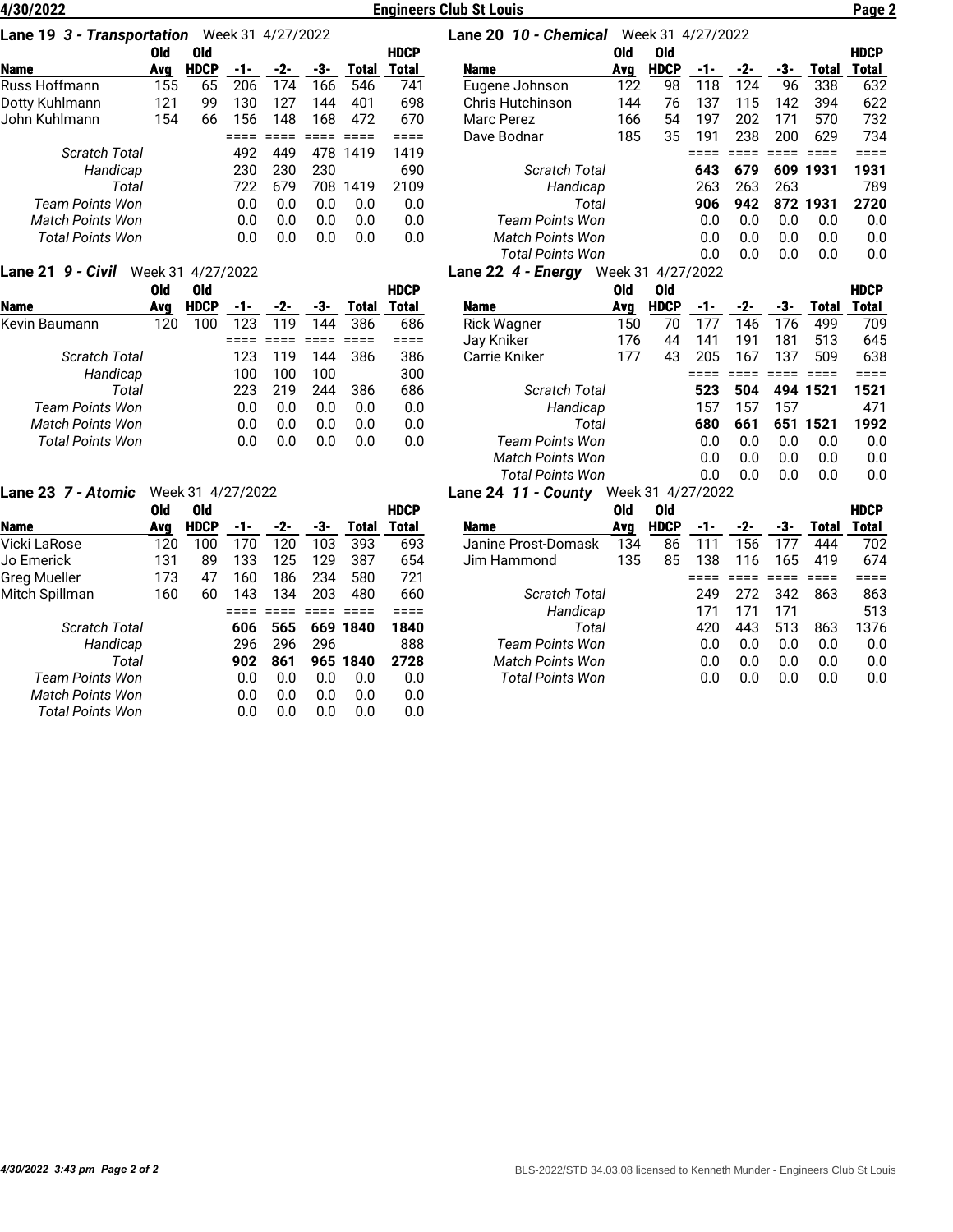## Lane 19 *3 - Transportation* Week 31 4/27/2022

| Name | Old Avg | Old HDCP | -1- | -2- | -3- | Total | HDCP Total |
|---|---|---|---|---|---|---|---|
| Russ Hoffmann | 155 | 65 | 206 | 174 | 166 | 546 | 741 |
| Dotty Kuhlmann | 121 | 99 | 130 | 127 | 144 | 401 | 698 |
| John Kuhlmann | 154 | 66 | 156 | 148 | 168 | 472 | 670 |
| | | | ==== | ==== | ==== | ==== | ==== |
| *Scratch Total* | | | 492 | 449 | 478 | 1419 | 1419 |
| *Handicap* | | | 230 | 230 | 230 | | 690 |
| *Total* | | | 722 | 679 | 708 | 1419 | 2109 |
| *Team Points Won* | | | 0.0 | 0.0 | 0.0 | 0.0 | 0.0 |
| *Match Points Won* | | | 0.0 | 0.0 | 0.0 | 0.0 | 0.0 |
| *Total Points Won* | | | 0.0 | 0.0 | 0.0 | 0.0 | 0.0 |

## Lane 20 *10 - Chemical* Week 31 4/27/2022

| Name | Old Avg | Old HDCP | -1- | -2- | -3- | Total | HDCP Total |
|---|---|---|---|---|---|---|---|
| Eugene Johnson | 122 | 98 | 118 | 124 | 96 | 338 | 632 |
| Chris Hutchinson | 144 | 76 | 137 | 115 | 142 | 394 | 622 |
| Marc Perez | 166 | 54 | 197 | 202 | 171 | 570 | 732 |
| Dave Bodnar | 185 | 35 | 191 | 238 | 200 | 629 | 734 |
| | | | ==== | ==== | ==== | ==== | ==== |
| *Scratch Total* | | | **643** | **679** | **609** | **1931** | **1931** |
| *Handicap* | | | 263 | 263 | 263 | | 789 |
| *Total* | | | **906** | **942** | **872** | **1931** | **2720** |
| *Team Points Won* | | | 0.0 | 0.0 | 0.0 | 0.0 | 0.0 |
| *Match Points Won* | | | 0.0 | 0.0 | 0.0 | 0.0 | 0.0 |
| *Total Points Won* | | | 0.0 | 0.0 | 0.0 | 0.0 | 0.0 |

## Lane 21 *9 - Civil* Week 31 4/27/2022

| Name | Old Avg | Old HDCP | -1- | -2- | -3- | Total | HDCP Total |
|---|---|---|---|---|---|---|---|
| Kevin Baumann | 120 | 100 | 123 | 119 | 144 | 386 | 686 |
| | | | ==== | ==== | ==== | ==== | ==== |
| *Scratch Total* | | | 123 | 119 | 144 | 386 | 386 |
| *Handicap* | | | 100 | 100 | 100 | | 300 |
| *Total* | | | 223 | 219 | 244 | 386 | 686 |
| *Team Points Won* | | | 0.0 | 0.0 | 0.0 | 0.0 | 0.0 |
| *Match Points Won* | | | 0.0 | 0.0 | 0.0 | 0.0 | 0.0 |
| *Total Points Won* | | | 0.0 | 0.0 | 0.0 | 0.0 | 0.0 |

## Lane 22 *4 - Energy* Week 31 4/27/2022

| Name | Old Avg | Old HDCP | -1- | -2- | -3- | Total | HDCP Total |
|---|---|---|---|---|---|---|---|
| Rick Wagner | 150 | 70 | 177 | 146 | 176 | 499 | 709 |
| Jay Kniker | 176 | 44 | 141 | 191 | 181 | 513 | 645 |
| Carrie Kniker | 177 | 43 | 205 | 167 | 137 | 509 | 638 |
| | | | ==== | ==== | ==== | ==== | ==== |
| *Scratch Total* | | | **523** | **504** | **494** | **1521** | **1521** |
| *Handicap* | | | 157 | 157 | 157 | | 471 |
| *Total* | | | **680** | **661** | **651** | **1521** | **1992** |
| *Team Points Won* | | | 0.0 | 0.0 | 0.0 | 0.0 | 0.0 |
| *Match Points Won* | | | 0.0 | 0.0 | 0.0 | 0.0 | 0.0 |
| *Total Points Won* | | | 0.0 | 0.0 | 0.0 | 0.0 | 0.0 |

## Lane 23 *7 - Atomic* Week 31 4/27/2022

| Name | Old Avg | Old HDCP | -1- | -2- | -3- | Total | HDCP Total |
|---|---|---|---|---|---|---|---|
| Vicki LaRose | 120 | 100 | 170 | 120 | 103 | 393 | 693 |
| Jo Emerick | 131 | 89 | 133 | 125 | 129 | 387 | 654 |
| Greg Mueller | 173 | 47 | 160 | 186 | 234 | 580 | 721 |
| Mitch Spillman | 160 | 60 | 143 | 134 | 203 | 480 | 660 |
| | | | ==== | ==== | ==== | ==== | ==== |
| *Scratch Total* | | | **606** | **565** | **669** | **1840** | **1840** |
| *Handicap* | | | 296 | 296 | 296 | | 888 |
| *Total* | | | **902** | **861** | **965** | **1840** | **2728** |
| *Team Points Won* | | | 0.0 | 0.0 | 0.0 | 0.0 | 0.0 |
| *Match Points Won* | | | 0.0 | 0.0 | 0.0 | 0.0 | 0.0 |
| *Total Points Won* | | | 0.0 | 0.0 | 0.0 | 0.0 | 0.0 |

## Lane 24 *11 - County* Week 31 4/27/2022

| Name | Old Avg | Old HDCP | -1- | -2- | -3- | Total | HDCP Total |
|---|---|---|---|---|---|---|---|
| Janine Prost-Domask | 134 | 86 | 111 | 156 | 177 | 444 | 702 |
| Jim Hammond | 135 | 85 | 138 | 116 | 165 | 419 | 674 |
| | | | ==== | ==== | ==== | ==== | ==== |
| *Scratch Total* | | | 249 | 272 | 342 | 863 | 863 |
| *Handicap* | | | 171 | 171 | 171 | | 513 |
| *Total* | | | 420 | 443 | 513 | 863 | 1376 |
| *Team Points Won* | | | 0.0 | 0.0 | 0.0 | 0.0 | 0.0 |
| *Match Points Won* | | | 0.0 | 0.0 | 0.0 | 0.0 | 0.0 |
| *Total Points Won* | | | 0.0 | 0.0 | 0.0 | 0.0 | 0.0 |